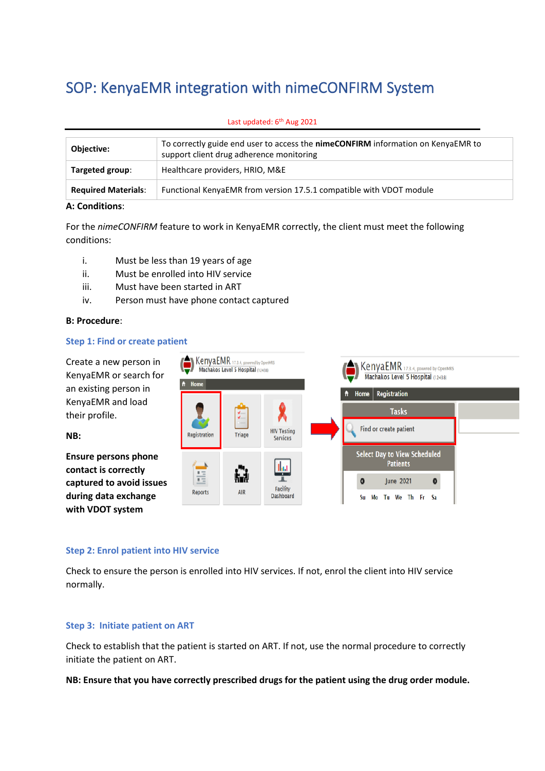# SOP: KenyaEMR integration with nimeCONFIRM System

Last updated: 6th Aug 2021

| | |
|---|---|
| **Objective:** | To correctly guide end user to access the **nimeCONFIRM** information on KenyaEMR to support client drug adherence monitoring |
| **Targeted group**: | Healthcare providers, HRIO, M&E |
| **Required Materials**: | Functional KenyaEMR from version 17.5.1 compatible with VDOT module |

**A: Conditions**:

For the *nimeCONFIRM* feature to work in KenyaEMR correctly, the client must meet the following conditions:

i. Must be less than 19 years of age
ii. Must be enrolled into HIV service
iii. Must have been started in ART
iv. Person must have phone contact captured

**B: Procedure**:

### Step 1: Find or create patient

Create a new person in KenyaEMR or search for an existing person in KenyaEMR and load their profile.

**NB:**

**Ensure persons phone contact is correctly captured to avoid issues during data exchange with VDOT system**

### Step 2: Enrol patient into HIV service

Check to ensure the person is enrolled into HIV services. If not, enrol the client into HIV service normally.

### Step 3: Initiate patient on ART

Check to establish that the patient is started on ART. If not, use the normal procedure to correctly initiate the patient on ART.

**NB: Ensure that you have correctly prescribed drugs for the patient using the drug order module.**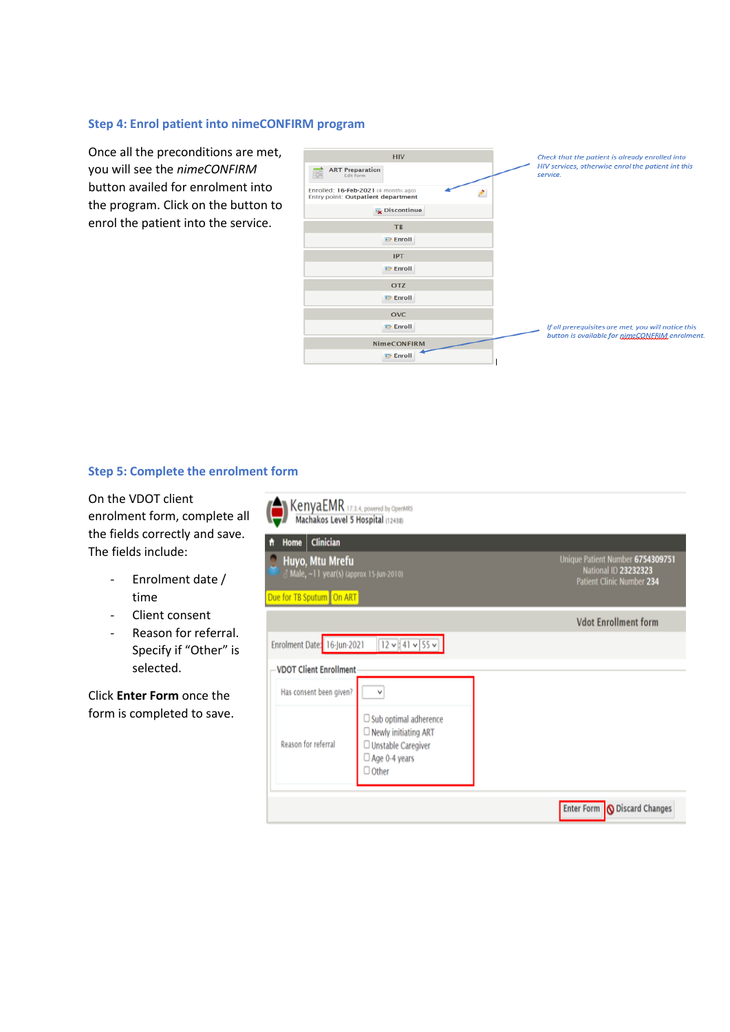### Step 4: Enrol patient into nimeCONFIRM program

Once all the preconditions are met, you will see the *nimeCONFIRM* button availed for enrolment into the program. Click on the button to enrol the patient into the service.

### Step 5: Complete the enrolment form

On the VDOT client enrolment form, complete all the fields correctly and save. The fields include:

- Enrolment date / time
- Client consent
- Reason for referral. Specify if "Other" is selected.

Click **Enter Form** once the form is completed to save.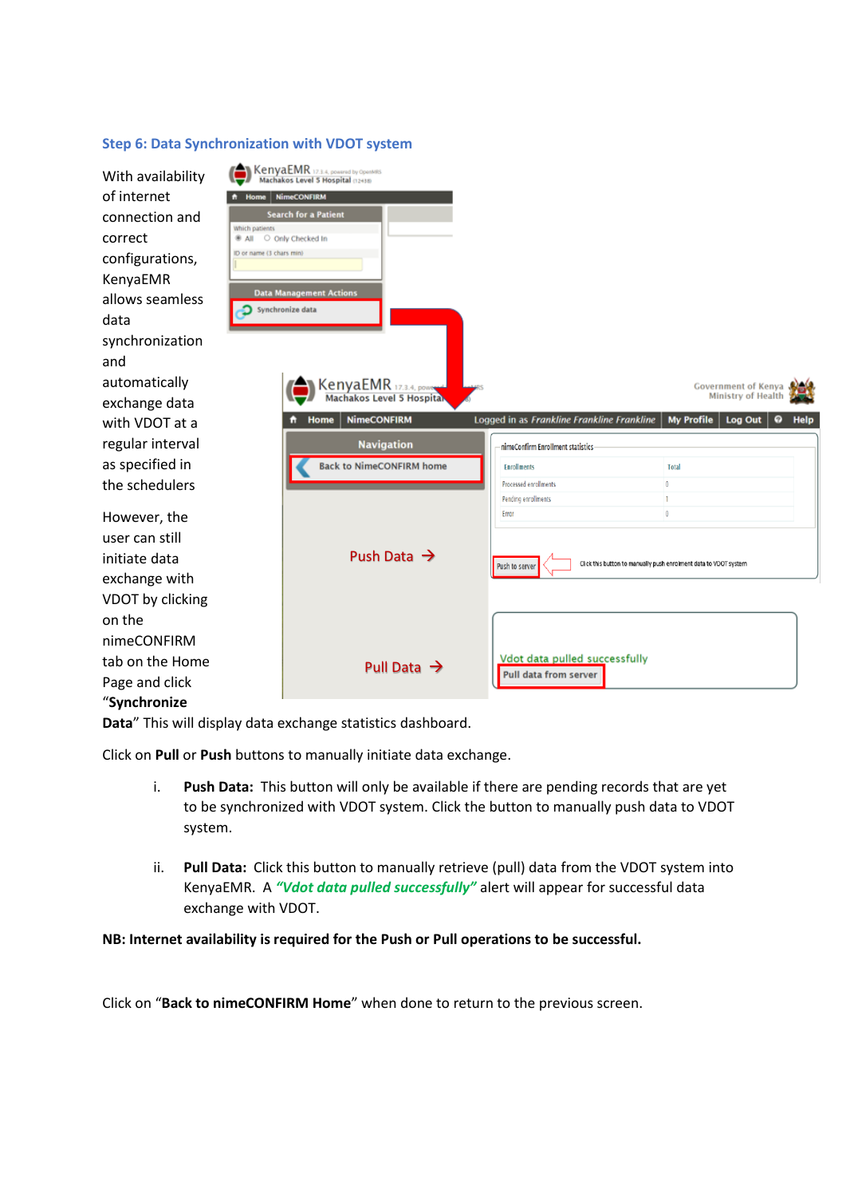### Step 6: Data Synchronization with VDOT system

With availability of internet connection and correct configurations, KenyaEMR allows seamless data synchronization and automatically exchange data with VDOT at a regular interval as specified in the schedulers

However, the user can still initiate data exchange with VDOT by clicking on the nimeCONFIRM tab on the Home Page and click "**Synchronize Data**" This will display data exchange statistics dashboard.

Click on **Pull** or **Push** buttons to manually initiate data exchange.

i. **Push Data:** This button will only be available if there are pending records that are yet to be synchronized with VDOT system. Click the button to manually push data to VDOT system.

ii. **Pull Data:** Click this button to manually retrieve (pull) data from the VDOT system into KenyaEMR. A ***"Vdot data pulled successfully"*** alert will appear for successful data exchange with VDOT.

**NB: Internet availability is required for the Push or Pull operations to be successful.**

Click on "**Back to nimeCONFIRM Home**" when done to return to the previous screen.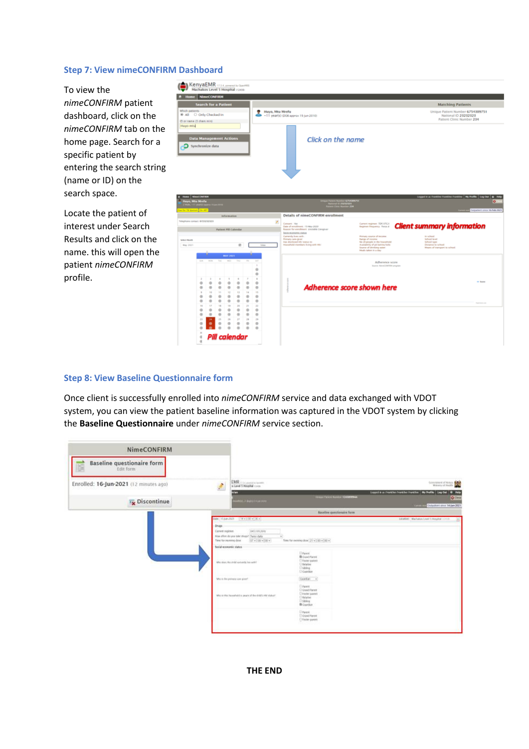### Step 7: View nimeCONFIRM Dashboard

To view the *nimeCONFIRM* patient dashboard, click on the *nimeCONFIRM* tab on the home page. Search for a specific patient by entering the search string (name or ID) on the search space.

Locate the patient of interest under Search Results and click on the name. this will open the patient *nimeCONFIRM* profile.

### Step 8: View Baseline Questionnaire form

Once client is successfully enrolled into *nimeCONFIRM* service and data exchanged with VDOT system, you can view the patient baseline information was captured in the VDOT system by clicking the **Baseline Questionnaire** under *nimeCONFIRM* service section.

**THE END**